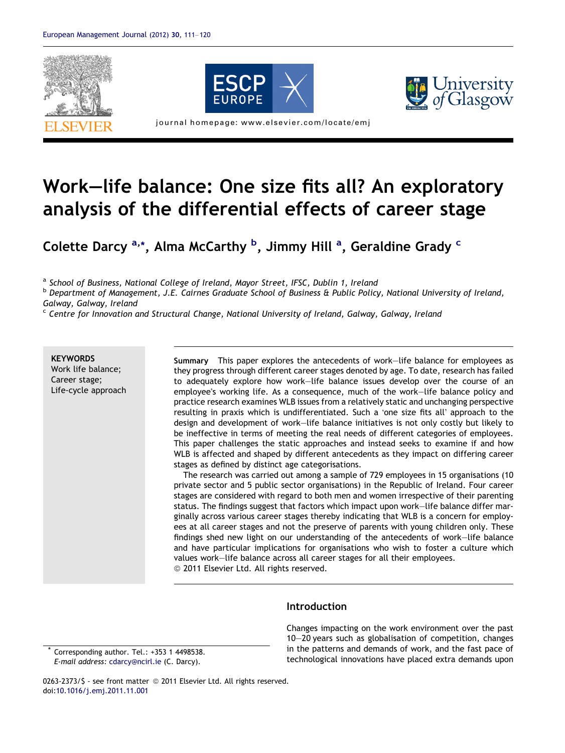# Work–life balance: One size fits all? An exploratory analysis of the differential effects of career stage

Colette Darcy [a,*], Alma McCarthy [b], Jimmy Hill [a], Geraldine Grady [c]

[a] School of Business, National College of Ireland, Mayor Street, IFSC, Dublin 1, Ireland

[b] Department of Management, J.E. Cairnes Graduate School of Business & Public Policy, National University of Ireland, Galway, Galway, Ireland

[c] Centre for Innovation and Structural Change, National University of Ireland, Galway, Galway, Ireland

**KEYWORDS**
Work life balance;
Career stage;
Life-cycle approach

**Summary** This paper explores the antecedents of work–life balance for employees as they progress through different career stages denoted by age. To date, research has failed to adequately explore how work–life balance issues develop over the course of an employee's working life. As a consequence, much of the work–life balance policy and practice research examines WLB issues from a relatively static and unchanging perspective resulting in praxis which is undifferentiated. Such a 'one size fits all' approach to the design and development of work–life balance initiatives is not only costly but likely to be ineffective in terms of meeting the real needs of different categories of employees. This paper challenges the static approaches and instead seeks to examine if and how WLB is affected and shaped by different antecedents as they impact on differing career stages as defined by distinct age categorisations.

The research was carried out among a sample of 729 employees in 15 organisations (10 private sector and 5 public sector organisations) in the Republic of Ireland. Four career stages are considered with regard to both men and women irrespective of their parenting status. The findings suggest that factors which impact upon work–life balance differ marginally across various career stages thereby indicating that WLB is a concern for employees at all career stages and not the preserve of parents with young children only. These findings shed new light on our understanding of the antecedents of work–life balance and have particular implications for organisations who wish to foster a culture which values work–life balance across all career stages for all their employees.
© 2011 Elsevier Ltd. All rights reserved.

## Introduction

Changes impacting on the work environment over the past 10–20 years such as globalisation of competition, changes in the patterns and demands of work, and the fast pace of technological innovations have placed extra demands upon

* Corresponding author. Tel.: +353 1 4498538.
E-mail address: cdarcy@ncirl.ie (C. Darcy).

0263-2373/$ - see front matter © 2011 Elsevier Ltd. All rights reserved.
doi:10.1016/j.emj.2011.11.001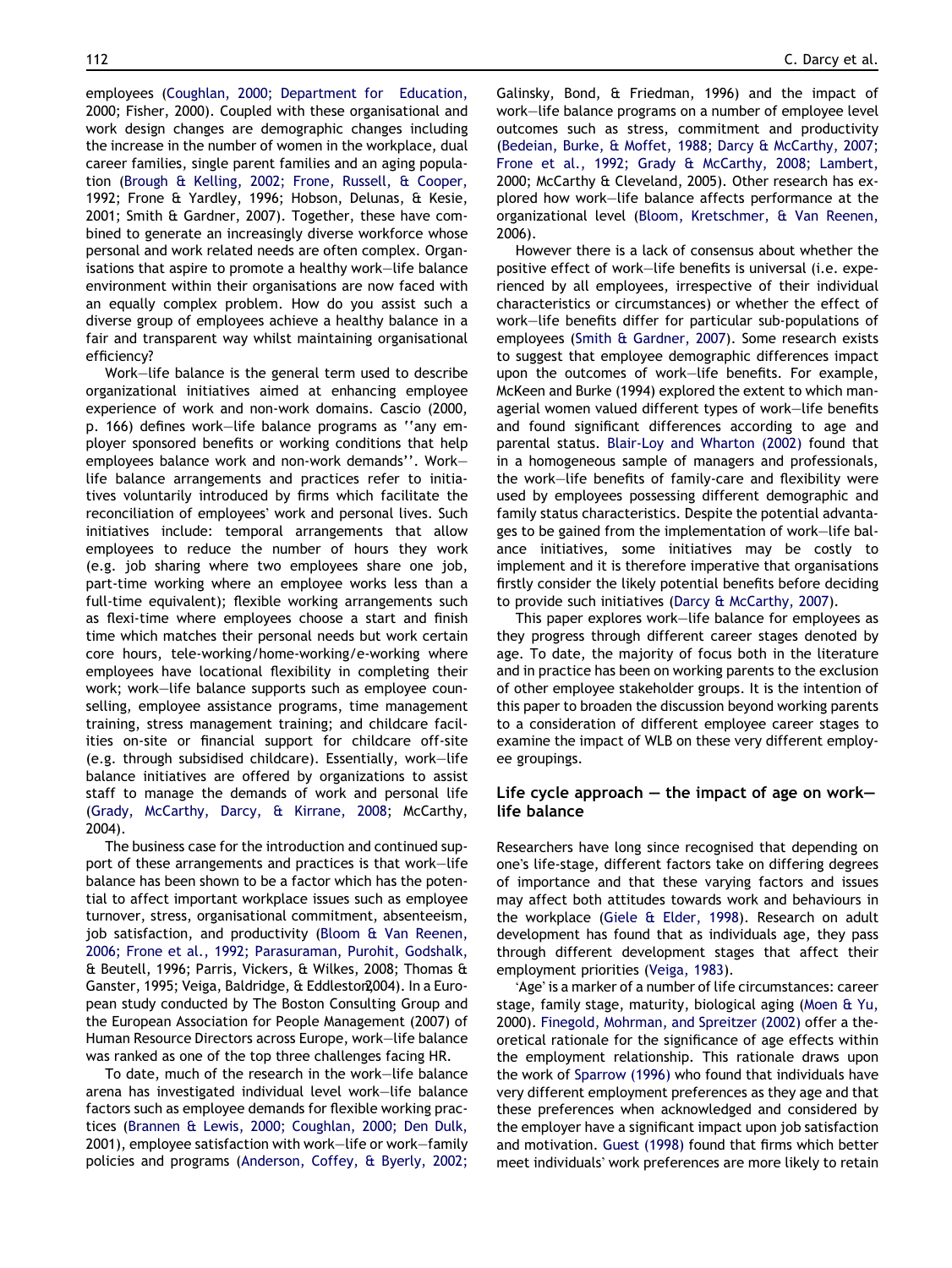employees (Coughlan, 2000; Department for Education, 2000; Fisher, 2000). Coupled with these organisational and work design changes are demographic changes including the increase in the number of women in the workplace, dual career families, single parent families and an aging population (Brough & Kelling, 2002; Frone, Russell, & Cooper, 1992; Frone & Yardley, 1996; Hobson, Delunas, & Kesie, 2001; Smith & Gardner, 2007). Together, these have combined to generate an increasingly diverse workforce whose personal and work related needs are often complex. Organisations that aspire to promote a healthy work—life balance environment within their organisations are now faced with an equally complex problem. How do you assist such a diverse group of employees achieve a healthy balance in a fair and transparent way whilst maintaining organisational efficiency?

Work—life balance is the general term used to describe organizational initiatives aimed at enhancing employee experience of work and non-work domains. Cascio (2000, p. 166) defines work—life balance programs as ''any employer sponsored benefits or working conditions that help employees balance work and non-work demands''. Work—life balance arrangements and practices refer to initiatives voluntarily introduced by firms which facilitate the reconciliation of employees' work and personal lives. Such initiatives include: temporal arrangements that allow employees to reduce the number of hours they work (e.g. job sharing where two employees share one job, part-time working where an employee works less than a full-time equivalent); flexible working arrangements such as flexi-time where employees choose a start and finish time which matches their personal needs but work certain core hours, tele-working/home-working/e-working where employees have locational flexibility in completing their work; work—life balance supports such as employee counselling, employee assistance programs, time management training, stress management training; and childcare facilities on-site or financial support for childcare off-site (e.g. through subsidised childcare). Essentially, work—life balance initiatives are offered by organizations to assist staff to manage the demands of work and personal life (Grady, McCarthy, Darcy, & Kirrane, 2008; McCarthy, 2004).

The business case for the introduction and continued support of these arrangements and practices is that work—life balance has been shown to be a factor which has the potential to affect important workplace issues such as employee turnover, stress, organisational commitment, absenteeism, job satisfaction, and productivity (Bloom & Van Reenen, 2006; Frone et al., 1992; Parasuraman, Purohit, Godshalk, & Beutell, 1996; Parris, Vickers, & Wilkes, 2008; Thomas & Ganster, 1995; Veiga, Baldridge, & Eddleston, 2004). In a European study conducted by The Boston Consulting Group and the European Association for People Management (2007) of Human Resource Directors across Europe, work—life balance was ranked as one of the top three challenges facing HR.

To date, much of the research in the work—life balance arena has investigated individual level work—life balance factors such as employee demands for flexible working practices (Brannen & Lewis, 2000; Coughlan, 2000; Den Dulk, 2001), employee satisfaction with work—life or work—family policies and programs (Anderson, Coffey, & Byerly, 2002; Galinsky, Bond, & Friedman, 1996) and the impact of work—life balance programs on a number of employee level outcomes such as stress, commitment and productivity (Bedeian, Burke, & Moffet, 1988; Darcy & McCarthy, 2007; Frone et al., 1992; Grady & McCarthy, 2008; Lambert, 2000; McCarthy & Cleveland, 2005). Other research has explored how work—life balance affects performance at the organizational level (Bloom, Kretschmer, & Van Reenen, 2006).

However there is a lack of consensus about whether the positive effect of work—life benefits is universal (i.e. experienced by all employees, irrespective of their individual characteristics or circumstances) or whether the effect of work—life benefits differ for particular sub-populations of employees (Smith & Gardner, 2007). Some research exists to suggest that employee demographic differences impact upon the outcomes of work—life benefits. For example, McKeen and Burke (1994) explored the extent to which managerial women valued different types of work—life benefits and found significant differences according to age and parental status. Blair-Loy and Wharton (2002) found that in a homogeneous sample of managers and professionals, the work—life benefits of family-care and flexibility were used by employees possessing different demographic and family status characteristics. Despite the potential advantages to be gained from the implementation of work—life balance initiatives, some initiatives may be costly to implement and it is therefore imperative that organisations firstly consider the likely potential benefits before deciding to provide such initiatives (Darcy & McCarthy, 2007).

This paper explores work—life balance for employees as they progress through different career stages denoted by age. To date, the majority of focus both in the literature and in practice has been on working parents to the exclusion of other employee stakeholder groups. It is the intention of this paper to broaden the discussion beyond working parents to a consideration of different employee career stages to examine the impact of WLB on these very different employee groupings.

## Life cycle approach — the impact of age on work—life balance

Researchers have long since recognised that depending on one's life-stage, different factors take on differing degrees of importance and that these varying factors and issues may affect both attitudes towards work and behaviours in the workplace (Giele & Elder, 1998). Research on adult development has found that as individuals age, they pass through different development stages that affect their employment priorities (Veiga, 1983).

'Age' is a marker of a number of life circumstances: career stage, family stage, maturity, biological aging (Moen & Yu, 2000). Finegold, Mohrman, and Spreitzer (2002) offer a theoretical rationale for the significance of age effects within the employment relationship. This rationale draws upon the work of Sparrow (1996) who found that individuals have very different employment preferences as they age and that these preferences when acknowledged and considered by the employer have a significant impact upon job satisfaction and motivation. Guest (1998) found that firms which better meet individuals' work preferences are more likely to retain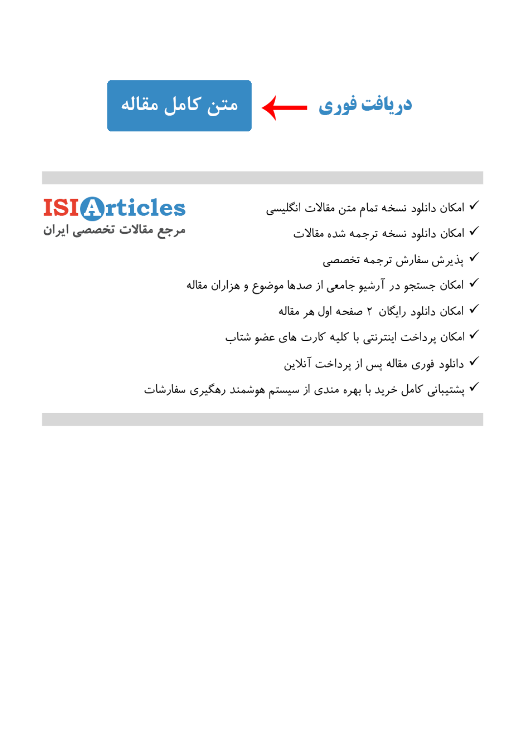دریافت فوری ← متن کامل مقاله

ISIArticles
مرجع مقالات تخصصی ایران

- ✓ امکان دانلود نسخه تمام متن مقالات انگلیسی
- ✓ امکان دانلود نسخه ترجمه شده مقالات
- ✓ پذیرش سفارش ترجمه تخصصی
- ✓ امکان جستجو در آرشیو جامعی از صدها موضوع و هزاران مقاله
- ✓ امکان دانلود رایگان ۲ صفحه اول هر مقاله
- ✓ امکان پرداخت اینترنتی با کلیه کارت های عضو شتاب
- ✓ دانلود فوری مقاله پس از پرداخت آنلاین
- ✓ پشتیبانی کامل خرید با بهره مندی از سیستم هوشمند رهگیری سفارشات